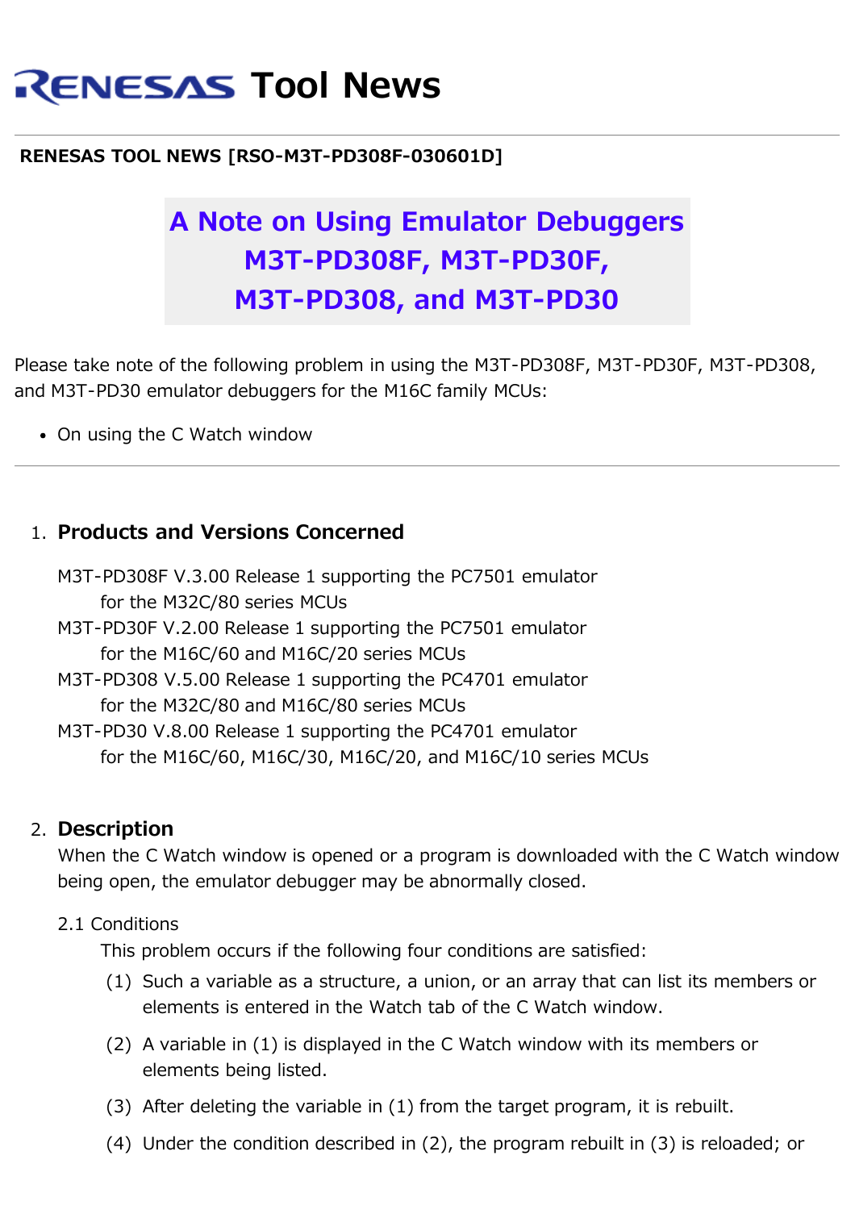# RENESAS Tool News

**RENESAS TOOL NEWS [RSO-M3T-PD308F-030601D]**

## A Note on Using Emulator Debuggers M3T-PD308F, M3T-PD30F, M3T-PD308, and M3T-PD30

Please take note of the following problem in using the M3T-PD308F, M3T-PD30F, M3T-PD308, and M3T-PD30 emulator debuggers for the M16C family MCUs:

- On using the C Watch window

---

1. **Products and Versions Concerned**

   M3T-PD308F V.3.00 Release 1 supporting the PC7501 emulator
   for the M32C/80 series MCUs
   M3T-PD30F V.2.00 Release 1 supporting the PC7501 emulator
   for the M16C/60 and M16C/20 series MCUs
   M3T-PD308 V.5.00 Release 1 supporting the PC4701 emulator
   for the M32C/80 and M16C/80 series MCUs
   M3T-PD30 V.8.00 Release 1 supporting the PC4701 emulator
   for the M16C/60, M16C/30, M16C/20, and M16C/10 series MCUs

2. **Description**
   When the C Watch window is opened or a program is downloaded with the C Watch window being open, the emulator debugger may be abnormally closed.

   2.1 Conditions
   This problem occurs if the following four conditions are satisfied:

   (1) Such a variable as a structure, a union, or an array that can list its members or elements is entered in the Watch tab of the C Watch window.

   (2) A variable in (1) is displayed in the C Watch window with its members or elements being listed.

   (3) After deleting the variable in (1) from the target program, it is rebuilt.

   (4) Under the condition described in (2), the program rebuilt in (3) is reloaded; or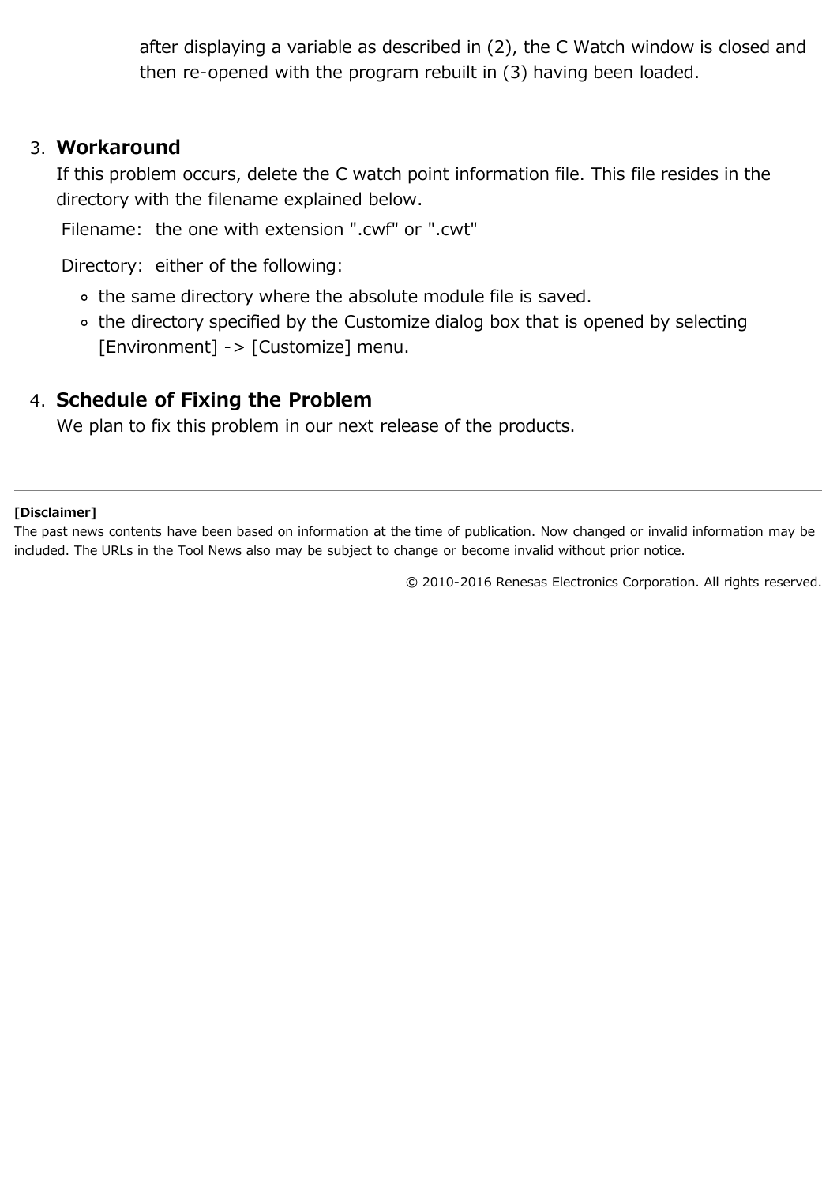after displaying a variable as described in (2), the C Watch window is closed and then re-opened with the program rebuilt in (3) having been loaded.

3. **Workaround**

   If this problem occurs, delete the C watch point information file. This file resides in the directory with the filename explained below.

   Filename: the one with extension ".cwf" or ".cwt"

   Directory: either of the following:

   - the same directory where the absolute module file is saved.
   - the directory specified by the Customize dialog box that is opened by selecting [Environment] -> [Customize] menu.

4. **Schedule of Fixing the Problem**

   We plan to fix this problem in our next release of the products.

---

**[Disclaimer]**

The past news contents have been based on information at the time of publication. Now changed or invalid information may be included. The URLs in the Tool News also may be subject to change or become invalid without prior notice.

© 2010-2016 Renesas Electronics Corporation. All rights reserved.